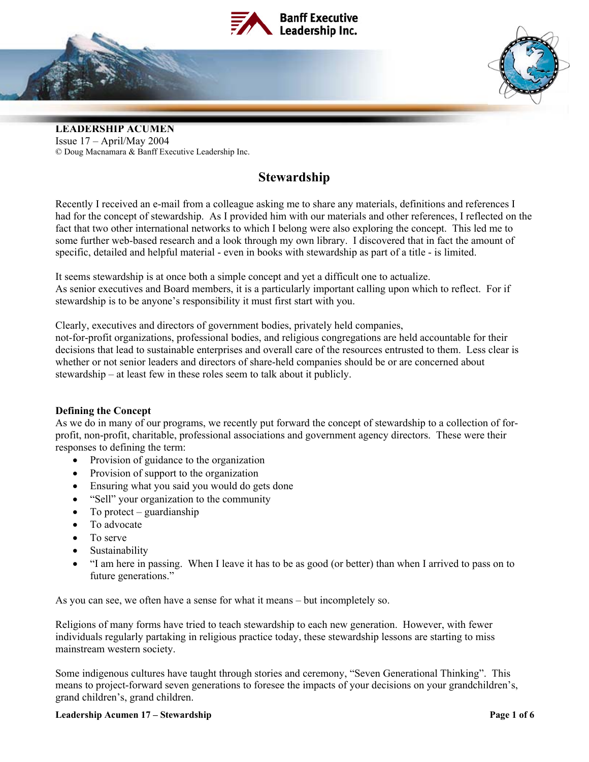**LEADERSHIP ACUMEN**
Issue 17 – April/May 2004
© Doug Macnamara & Banff Executive Leadership Inc.

# Stewardship

Recently I received an e-mail from a colleague asking me to share any materials, definitions and references I had for the concept of stewardship. As I provided him with our materials and other references, I reflected on the fact that two other international networks to which I belong were also exploring the concept. This led me to some further web-based research and a look through my own library. I discovered that in fact the amount of specific, detailed and helpful material - even in books with stewardship as part of a title - is limited.

It seems stewardship is at once both a simple concept and yet a difficult one to actualize.
As senior executives and Board members, it is a particularly important calling upon which to reflect. For if stewardship is to be anyone's responsibility it must first start with you.

Clearly, executives and directors of government bodies, privately held companies, not-for-profit organizations, professional bodies, and religious congregations are held accountable for their decisions that lead to sustainable enterprises and overall care of the resources entrusted to them. Less clear is whether or not senior leaders and directors of share-held companies should be or are concerned about stewardship – at least few in these roles seem to talk about it publicly.

**Defining the Concept**

As we do in many of our programs, we recently put forward the concept of stewardship to a collection of for-profit, non-profit, charitable, professional associations and government agency directors. These were their responses to defining the term:

- Provision of guidance to the organization
- Provision of support to the organization
- Ensuring what you said you would do gets done
- "Sell" your organization to the community
- To protect – guardianship
- To advocate
- To serve
- Sustainability
- "I am here in passing. When I leave it has to be as good (or better) than when I arrived to pass on to future generations."

As you can see, we often have a sense for what it means – but incompletely so.

Religions of many forms have tried to teach stewardship to each new generation. However, with fewer individuals regularly partaking in religious practice today, these stewardship lessons are starting to miss mainstream western society.

Some indigenous cultures have taught through stories and ceremony, "Seven Generational Thinking". This means to project-forward seven generations to foresee the impacts of your decisions on your grandchildren's, grand children's, grand children.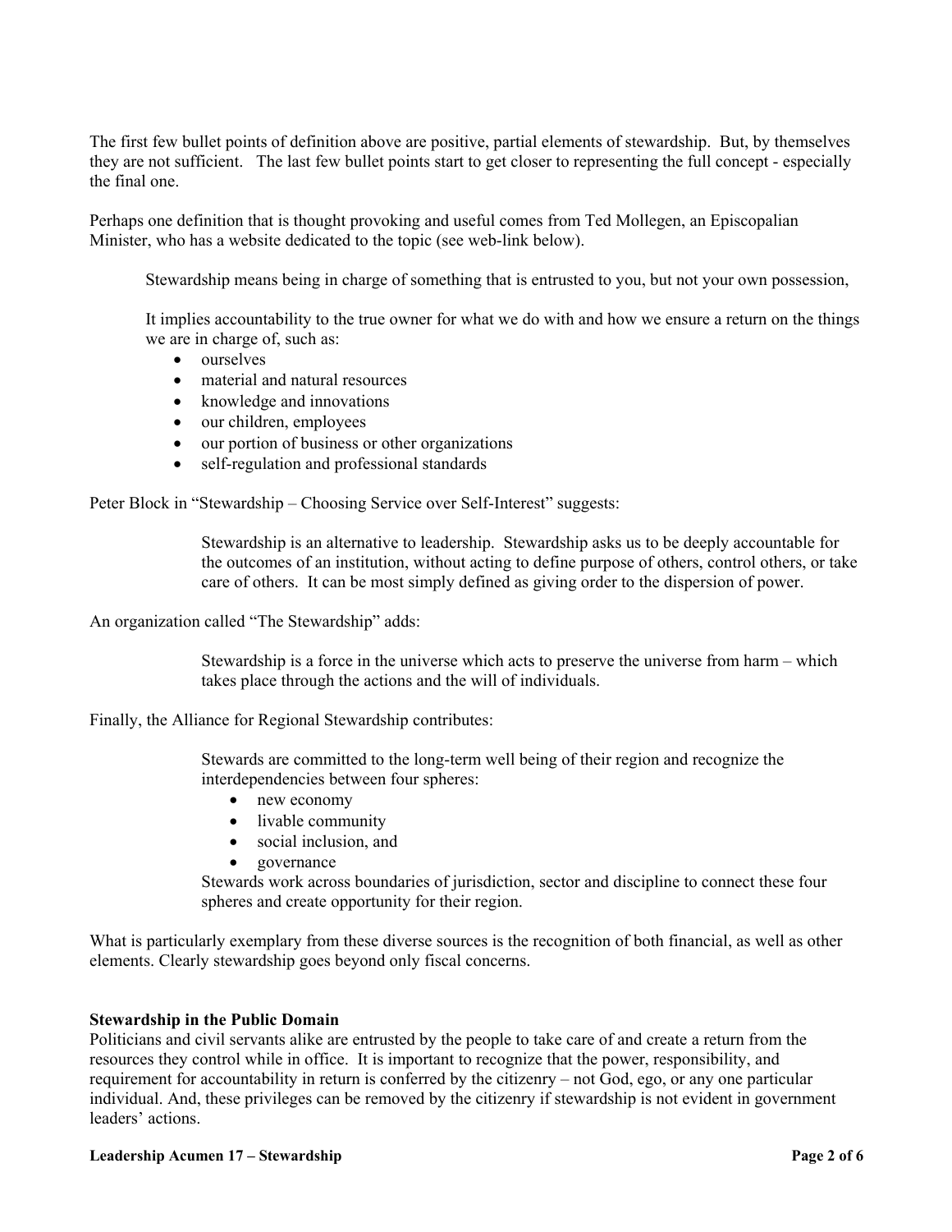The first few bullet points of definition above are positive, partial elements of stewardship. But, by themselves they are not sufficient. The last few bullet points start to get closer to representing the full concept - especially the final one.

Perhaps one definition that is thought provoking and useful comes from Ted Mollegen, an Episcopalian Minister, who has a website dedicated to the topic (see web-link below).

> Stewardship means being in charge of something that is entrusted to you, but not your own possession,
>
> It implies accountability to the true owner for what we do with and how we ensure a return on the things we are in charge of, such as:
>
> - ourselves
> - material and natural resources
> - knowledge and innovations
> - our children, employees
> - our portion of business or other organizations
> - self-regulation and professional standards

Peter Block in "Stewardship – Choosing Service over Self-Interest" suggests:

> Stewardship is an alternative to leadership. Stewardship asks us to be deeply accountable for the outcomes of an institution, without acting to define purpose of others, control others, or take care of others. It can be most simply defined as giving order to the dispersion of power.

An organization called "The Stewardship" adds:

> Stewardship is a force in the universe which acts to preserve the universe from harm – which takes place through the actions and the will of individuals.

Finally, the Alliance for Regional Stewardship contributes:

> Stewards are committed to the long-term well being of their region and recognize the interdependencies between four spheres:
>
> - new economy
> - livable community
> - social inclusion, and
> - governance
>
> Stewards work across boundaries of jurisdiction, sector and discipline to connect these four spheres and create opportunity for their region.

What is particularly exemplary from these diverse sources is the recognition of both financial, as well as other elements. Clearly stewardship goes beyond only fiscal concerns.

**Stewardship in the Public Domain**

Politicians and civil servants alike are entrusted by the people to take care of and create a return from the resources they control while in office. It is important to recognize that the power, responsibility, and requirement for accountability in return is conferred by the citizenry – not God, ego, or any one particular individual. And, these privileges can be removed by the citizenry if stewardship is not evident in government leaders' actions.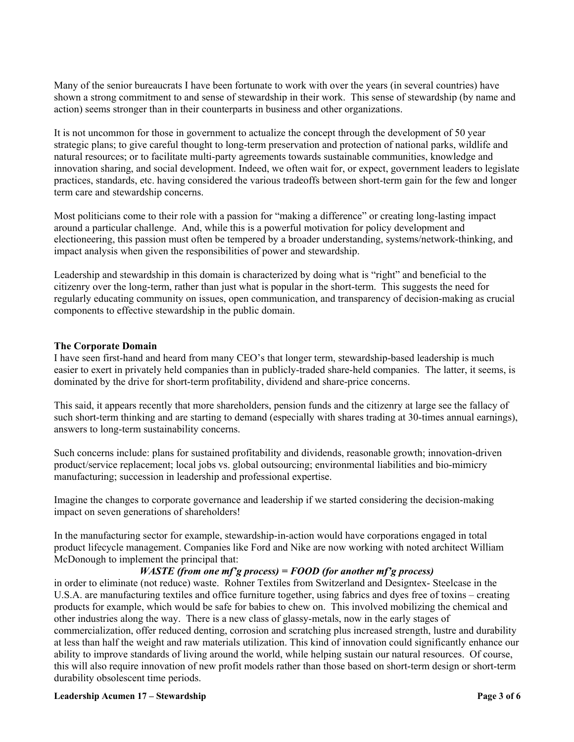Many of the senior bureaucrats I have been fortunate to work with over the years (in several countries) have shown a strong commitment to and sense of stewardship in their work. This sense of stewardship (by name and action) seems stronger than in their counterparts in business and other organizations.

It is not uncommon for those in government to actualize the concept through the development of 50 year strategic plans; to give careful thought to long-term preservation and protection of national parks, wildlife and natural resources; or to facilitate multi-party agreements towards sustainable communities, knowledge and innovation sharing, and social development. Indeed, we often wait for, or expect, government leaders to legislate practices, standards, etc. having considered the various tradeoffs between short-term gain for the few and longer term care and stewardship concerns.

Most politicians come to their role with a passion for "making a difference" or creating long-lasting impact around a particular challenge. And, while this is a powerful motivation for policy development and electioneering, this passion must often be tempered by a broader understanding, systems/network-thinking, and impact analysis when given the responsibilities of power and stewardship.

Leadership and stewardship in this domain is characterized by doing what is "right" and beneficial to the citizenry over the long-term, rather than just what is popular in the short-term. This suggests the need for regularly educating community on issues, open communication, and transparency of decision-making as crucial components to effective stewardship in the public domain.

**The Corporate Domain**

I have seen first-hand and heard from many CEO's that longer term, stewardship-based leadership is much easier to exert in privately held companies than in publicly-traded share-held companies. The latter, it seems, is dominated by the drive for short-term profitability, dividend and share-price concerns.

This said, it appears recently that more shareholders, pension funds and the citizenry at large see the fallacy of such short-term thinking and are starting to demand (especially with shares trading at 30-times annual earnings), answers to long-term sustainability concerns.

Such concerns include: plans for sustained profitability and dividends, reasonable growth; innovation-driven product/service replacement; local jobs vs. global outsourcing; environmental liabilities and bio-mimicry manufacturing; succession in leadership and professional expertise.

Imagine the changes to corporate governance and leadership if we started considering the decision-making impact on seven generations of shareholders!

In the manufacturing sector for example, stewardship-in-action would have corporations engaged in total product lifecycle management. Companies like Ford and Nike are now working with noted architect William McDonough to implement the principal that:

***WASTE (from one mf'g process) = FOOD (for another mf'g process)***

in order to eliminate (not reduce) waste. Rohner Textiles from Switzerland and Designtex- Steelcase in the U.S.A. are manufacturing textiles and office furniture together, using fabrics and dyes free of toxins – creating products for example, which would be safe for babies to chew on. This involved mobilizing the chemical and other industries along the way. There is a new class of glassy-metals, now in the early stages of commercialization, offer reduced denting, corrosion and scratching plus increased strength, lustre and durability at less than half the weight and raw materials utilization. This kind of innovation could significantly enhance our ability to improve standards of living around the world, while helping sustain our natural resources. Of course, this will also require innovation of new profit models rather than those based on short-term design or short-term durability obsolescent time periods.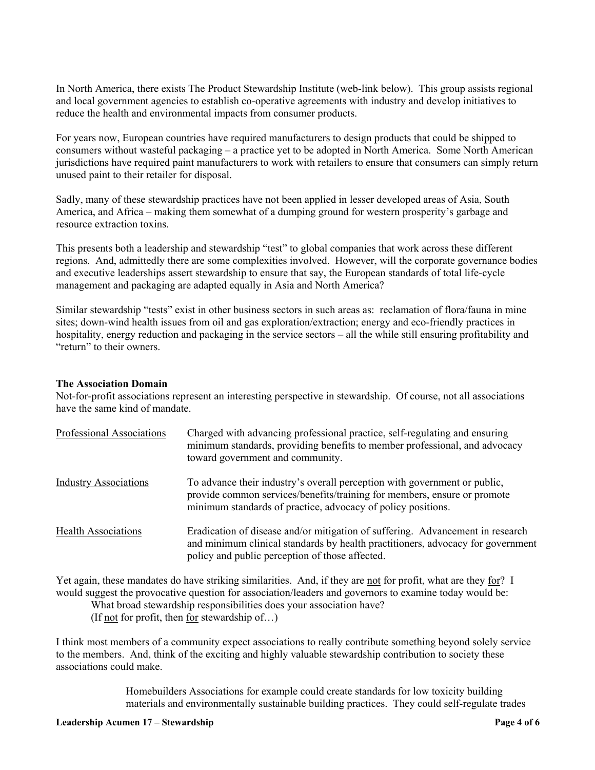In North America, there exists The Product Stewardship Institute (web-link below). This group assists regional and local government agencies to establish co-operative agreements with industry and develop initiatives to reduce the health and environmental impacts from consumer products.

For years now, European countries have required manufacturers to design products that could be shipped to consumers without wasteful packaging – a practice yet to be adopted in North America. Some North American jurisdictions have required paint manufacturers to work with retailers to ensure that consumers can simply return unused paint to their retailer for disposal.

Sadly, many of these stewardship practices have not been applied in lesser developed areas of Asia, South America, and Africa – making them somewhat of a dumping ground for western prosperity's garbage and resource extraction toxins.

This presents both a leadership and stewardship "test" to global companies that work across these different regions. And, admittedly there are some complexities involved. However, will the corporate governance bodies and executive leaderships assert stewardship to ensure that say, the European standards of total life-cycle management and packaging are adapted equally in Asia and North America?

Similar stewardship "tests" exist in other business sectors in such areas as: reclamation of flora/fauna in mine sites; down-wind health issues from oil and gas exploration/extraction; energy and eco-friendly practices in hospitality, energy reduction and packaging in the service sectors – all the while still ensuring profitability and "return" to their owners.

**The Association Domain**

Not-for-profit associations represent an interesting perspective in stewardship. Of course, not all associations have the same kind of mandate.

| | |
|---|---|
| <u>Professional Associations</u> | Charged with advancing professional practice, self-regulating and ensuring minimum standards, providing benefits to member professional, and advocacy toward government and community. |
| <u>Industry Associations</u> | To advance their industry's overall perception with government or public, provide common services/benefits/training for members, ensure or promote minimum standards of practice, advocacy of policy positions. |
| <u>Health Associations</u> | Eradication of disease and/or mitigation of suffering. Advancement in research and minimum clinical standards by health practitioners, advocacy for government policy and public perception of those affected. |

Yet again, these mandates do have striking similarities. And, if they are <u>not</u> for profit, what are they <u>for</u>? I would suggest the provocative question for association/leaders and governors to examine today would be:

> What broad stewardship responsibilities does your association have?
> (If <u>not</u> for profit, then <u>for</u> stewardship of…)

I think most members of a community expect associations to really contribute something beyond solely service to the members. And, think of the exciting and highly valuable stewardship contribution to society these associations could make.

> Homebuilders Associations for example could create standards for low toxicity building materials and environmentally sustainable building practices. They could self-regulate trades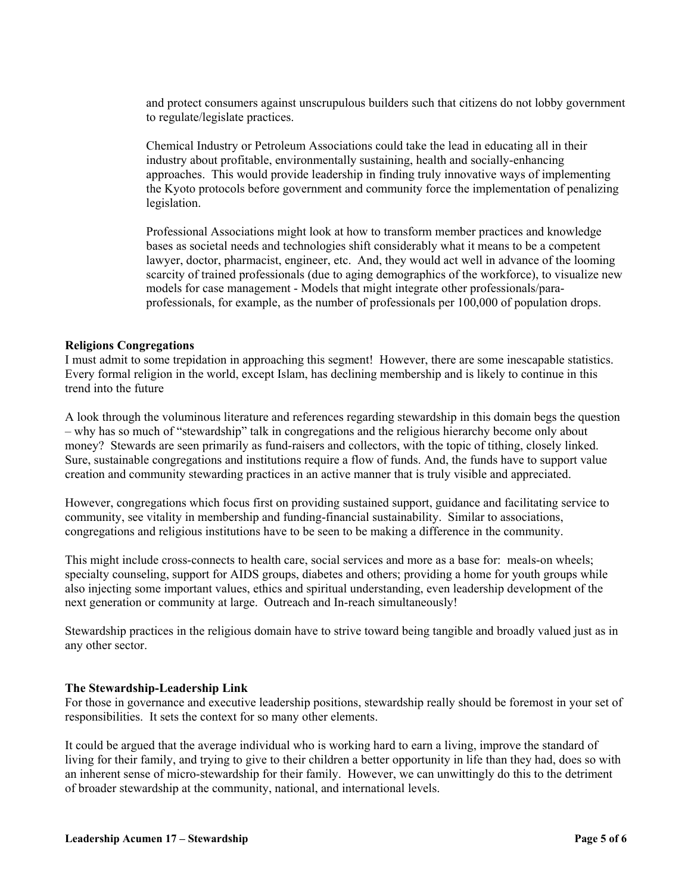and protect consumers against unscrupulous builders such that citizens do not lobby government to regulate/legislate practices.

Chemical Industry or Petroleum Associations could take the lead in educating all in their industry about profitable, environmentally sustaining, health and socially-enhancing approaches. This would provide leadership in finding truly innovative ways of implementing the Kyoto protocols before government and community force the implementation of penalizing legislation.

Professional Associations might look at how to transform member practices and knowledge bases as societal needs and technologies shift considerably what it means to be a competent lawyer, doctor, pharmacist, engineer, etc. And, they would act well in advance of the looming scarcity of trained professionals (due to aging demographics of the workforce), to visualize new models for case management - Models that might integrate other professionals/para-professionals, for example, as the number of professionals per 100,000 of population drops.

**Religions Congregations**

I must admit to some trepidation in approaching this segment! However, there are some inescapable statistics. Every formal religion in the world, except Islam, has declining membership and is likely to continue in this trend into the future

A look through the voluminous literature and references regarding stewardship in this domain begs the question – why has so much of "stewardship" talk in congregations and the religious hierarchy become only about money? Stewards are seen primarily as fund-raisers and collectors, with the topic of tithing, closely linked. Sure, sustainable congregations and institutions require a flow of funds. And, the funds have to support value creation and community stewarding practices in an active manner that is truly visible and appreciated.

However, congregations which focus first on providing sustained support, guidance and facilitating service to community, see vitality in membership and funding-financial sustainability. Similar to associations, congregations and religious institutions have to be seen to be making a difference in the community.

This might include cross-connects to health care, social services and more as a base for: meals-on wheels; specialty counseling, support for AIDS groups, diabetes and others; providing a home for youth groups while also injecting some important values, ethics and spiritual understanding, even leadership development of the next generation or community at large. Outreach and In-reach simultaneously!

Stewardship practices in the religious domain have to strive toward being tangible and broadly valued just as in any other sector.

**The Stewardship-Leadership Link**

For those in governance and executive leadership positions, stewardship really should be foremost in your set of responsibilities. It sets the context for so many other elements.

It could be argued that the average individual who is working hard to earn a living, improve the standard of living for their family, and trying to give to their children a better opportunity in life than they had, does so with an inherent sense of micro-stewardship for their family. However, we can unwittingly do this to the detriment of broader stewardship at the community, national, and international levels.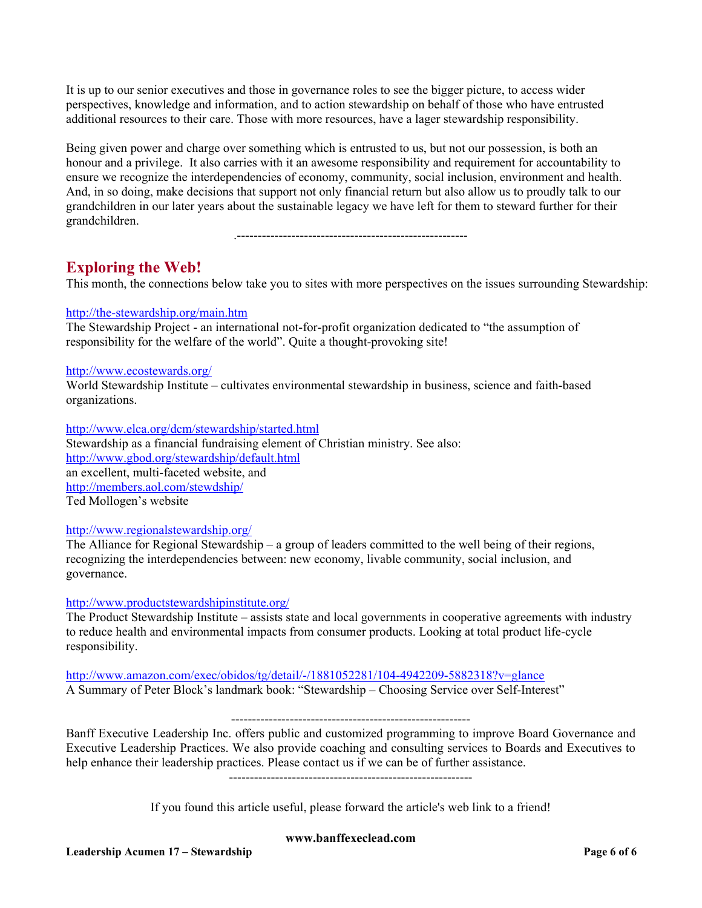It is up to our senior executives and those in governance roles to see the bigger picture, to access wider perspectives, knowledge and information, and to action stewardship on behalf of those who have entrusted additional resources to their care. Those with more resources, have a lager stewardship responsibility.

Being given power and charge over something which is entrusted to us, but not our possession, is both an honour and a privilege. It also carries with it an awesome responsibility and requirement for accountability to ensure we recognize the interdependencies of economy, community, social inclusion, environment and health. And, in so doing, make decisions that support not only financial return but also allow us to proudly talk to our grandchildren in our later years about the sustainable legacy we have left for them to steward further for their grandchildren.

.-------------------------------------------------------

## Exploring the Web!

This month, the connections below take you to sites with more perspectives on the issues surrounding Stewardship:

http://the-stewardship.org/main.htm
The Stewardship Project - an international not-for-profit organization dedicated to "the assumption of responsibility for the welfare of the world". Quite a thought-provoking site!

http://www.ecostewards.org/
World Stewardship Institute – cultivates environmental stewardship in business, science and faith-based organizations.

http://www.elca.org/dcm/stewardship/started.html
Stewardship as a financial fundraising element of Christian ministry. See also:
http://www.gbod.org/stewardship/default.html
an excellent, multi-faceted website, and
http://members.aol.com/stewdship/
Ted Mollogen's website

http://www.regionalstewardship.org/
The Alliance for Regional Stewardship – a group of leaders committed to the well being of their regions, recognizing the interdependencies between: new economy, livable community, social inclusion, and governance.

http://www.productstewardshipinstitute.org/
The Product Stewardship Institute – assists state and local governments in cooperative agreements with industry to reduce health and environmental impacts from consumer products. Looking at total product life-cycle responsibility.

http://www.amazon.com/exec/obidos/tg/detail/-/1881052281/104-4942209-5882318?v=glance
A Summary of Peter Block's landmark book: "Stewardship – Choosing Service over Self-Interest"

---------------------------------------------------------

Banff Executive Leadership Inc. offers public and customized programming to improve Board Governance and Executive Leadership Practices. We also provide coaching and consulting services to Boards and Executives to help enhance their leadership practices. Please contact us if we can be of further assistance.

----------------------------------------------------------

If you found this article useful, please forward the article's web link to a friend!

**www.banffexeclead.com**